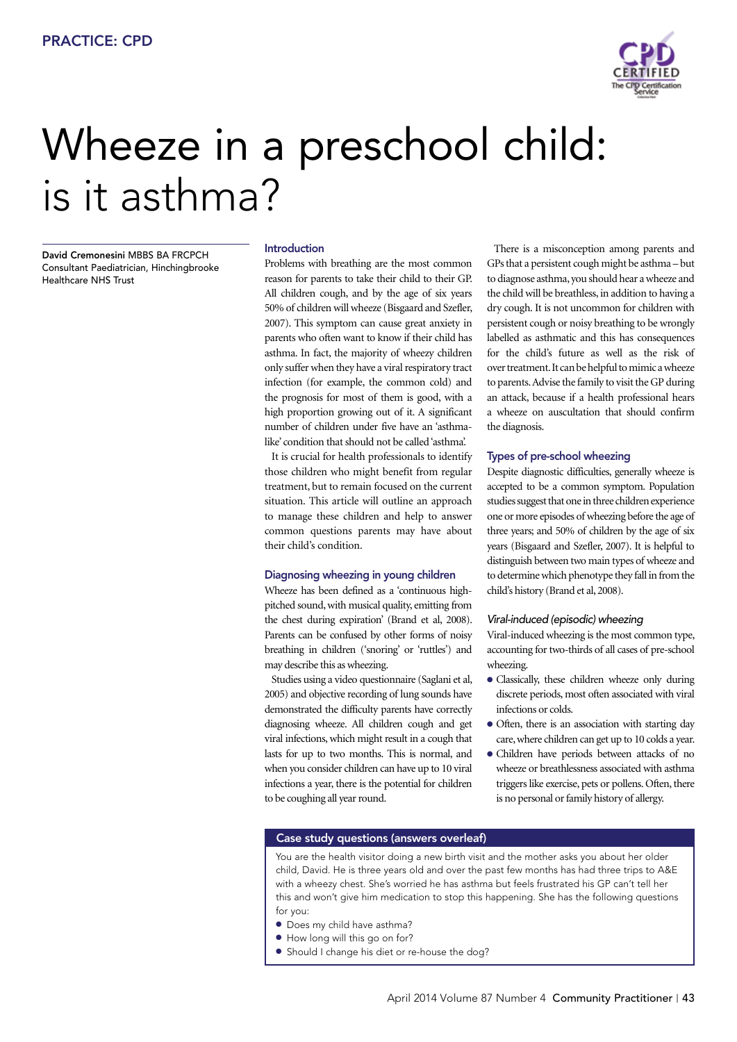PRACTICE: CPD

# Wheeze in a preschool child: is it asthma?

**David Cremonesini** MBBS BA FRCPCH
Consultant Paediatrician, Hinchingbrooke Healthcare NHS Trust

## Introduction

Problems with breathing are the most common reason for parents to take their child to their GP. All children cough, and by the age of six years 50% of children will wheeze (Bisgaard and Szefler, 2007). This symptom can cause great anxiety in parents who often want to know if their child has asthma. In fact, the majority of wheezy children only suffer when they have a viral respiratory tract infection (for example, the common cold) and the prognosis for most of them is good, with a high proportion growing out of it. A significant number of children under five have an 'asthma-like' condition that should not be called 'asthma'.

It is crucial for health professionals to identify those children who might benefit from regular treatment, but to remain focused on the current situation. This article will outline an approach to manage these children and help to answer common questions parents may have about their child's condition.

## Diagnosing wheezing in young children

Wheeze has been defined as a 'continuous high-pitched sound, with musical quality, emitting from the chest during expiration' (Brand et al, 2008). Parents can be confused by other forms of noisy breathing in children ('snoring' or 'ruttles') and may describe this as wheezing.

Studies using a video questionnaire (Saglani et al, 2005) and objective recording of lung sounds have demonstrated the difficulty parents have correctly diagnosing wheeze. All children cough and get viral infections, which might result in a cough that lasts for up to two months. This is normal, and when you consider children can have up to 10 viral infections a year, there is the potential for children to be coughing all year round.

There is a misconception among parents and GPs that a persistent cough might be asthma – but to diagnose asthma, you should hear a wheeze and the child will be breathless, in addition to having a dry cough. It is not uncommon for children with persistent cough or noisy breathing to be wrongly labelled as asthmatic and this has consequences for the child's future as well as the risk of over treatment. It can be helpful to mimic a wheeze to parents. Advise the family to visit the GP during an attack, because if a health professional hears a wheeze on auscultation that should confirm the diagnosis.

## Types of pre-school wheezing

Despite diagnostic difficulties, generally wheeze is accepted to be a common symptom. Population studies suggest that one in three children experience one or more episodes of wheezing before the age of three years; and 50% of children by the age of six years (Bisgaard and Szefler, 2007). It is helpful to distinguish between two main types of wheeze and to determine which phenotype they fall in from the child's history (Brand et al, 2008).

### *Viral-induced (episodic) wheezing*

Viral-induced wheezing is the most common type, accounting for two-thirds of all cases of pre-school wheezing.

- Classically, these children wheeze only during discrete periods, most often associated with viral infections or colds.
- Often, there is an association with starting day care, where children can get up to 10 colds a year.
- Children have periods between attacks of no wheeze or breathlessness associated with asthma triggers like exercise, pets or pollens. Often, there is no personal or family history of allergy.

**Case study questions (answers overleaf)**

You are the health visitor doing a new birth visit and the mother asks you about her older child, David. He is three years old and over the past few months has had three trips to A&E with a wheezy chest. She's worried he has asthma but feels frustrated his GP can't tell her this and won't give him medication to stop this happening. She has the following questions for you:

- Does my child have asthma?
- How long will this go on for?
- Should I change his diet or re-house the dog?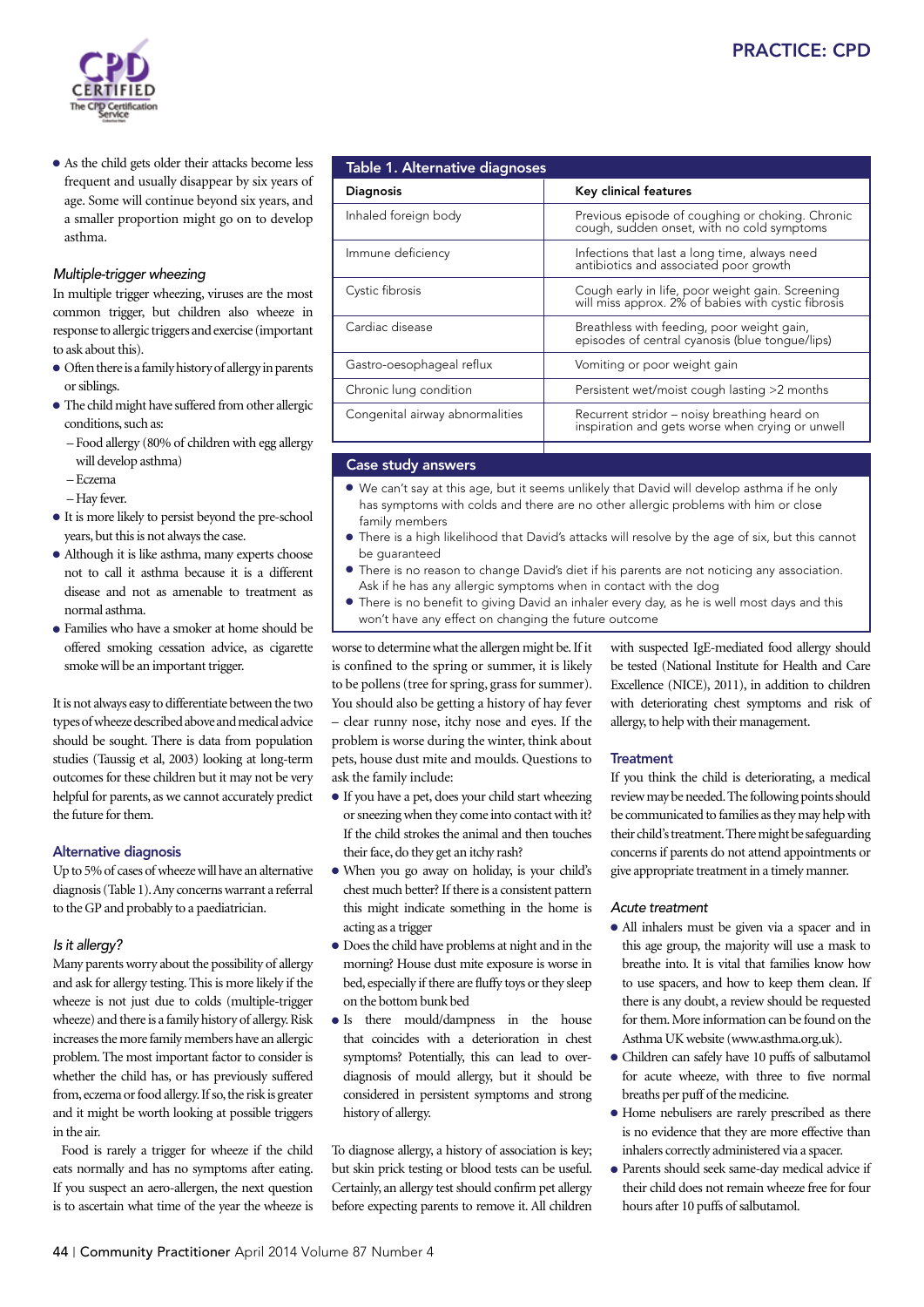- As the child gets older their attacks become less frequent and usually disappear by six years of age. Some will continue beyond six years, and a smaller proportion might go on to develop asthma.

### *Multiple-trigger wheezing*

In multiple trigger wheezing, viruses are the most common trigger, but children also wheeze in response to allergic triggers and exercise (important to ask about this).

- Often there is a family history of allergy in parents or siblings.
- The child might have suffered from other allergic conditions, such as:
  - Food allergy (80% of children with egg allergy will develop asthma)
  - Eczema
  - Hay fever.
- It is more likely to persist beyond the pre-school years, but this is not always the case.
- Although it is like asthma, many experts choose not to call it asthma because it is a different disease and not as amenable to treatment as normal asthma.
- Families who have a smoker at home should be offered smoking cessation advice, as cigarette smoke will be an important trigger.

It is not always easy to differentiate between the two types of wheeze described above and medical advice should be sought. There is data from population studies (Taussig et al, 2003) looking at long-term outcomes for these children but it may not be very helpful for parents, as we cannot accurately predict the future for them.

## Alternative diagnosis

Up to 5% of cases of wheeze will have an alternative diagnosis (Table 1). Any concerns warrant a referral to the GP and probably to a paediatrician.

### *Is it allergy?*

Many parents worry about the possibility of allergy and ask for allergy testing. This is more likely if the wheeze is not just due to colds (multiple-trigger wheeze) and there is a family history of allergy. Risk increases the more family members have an allergic problem. The most important factor to consider is whether the child has, or has previously suffered from, eczema or food allergy. If so, the risk is greater and it might be worth looking at possible triggers in the air.

Food is rarely a trigger for wheeze if the child eats normally and has no symptoms after eating. If you suspect an aero-allergen, the next question is to ascertain what time of the year the wheeze is worse to determine what the allergen might be. If it is confined to the spring or summer, it is likely to be pollens (tree for spring, grass for summer). You should also be getting a history of hay fever – clear runny nose, itchy nose and eyes. If the problem is worse during the winter, think about pets, house dust mite and moulds. Questions to ask the family include:

- If you have a pet, does your child start wheezing or sneezing when they come into contact with it? If the child strokes the animal and then touches their face, do they get an itchy rash?
- When you go away on holiday, is your child's chest much better? If there is a consistent pattern this might indicate something in the home is acting as a trigger
- Does the child have problems at night and in the morning? House dust mite exposure is worse in bed, especially if there are fluffy toys or they sleep on the bottom bunk bed
- Is there mould/dampness in the house that coincides with a deterioration in chest symptoms? Potentially, this can lead to over-diagnosis of mould allergy, but it should be considered in persistent symptoms and strong history of allergy.

To diagnose allergy, a history of association is key; but skin prick testing or blood tests can be useful. Certainly, an allergy test should confirm pet allergy before expecting parents to remove it. All children with suspected IgE-mediated food allergy should be tested (National Institute for Health and Care Excellence (NICE), 2011), in addition to children with deteriorating chest symptoms and risk of allergy, to help with their management.

**Table 1. Alternative diagnoses**

| Diagnosis | Key clinical features |
|---|---|
| Inhaled foreign body | Previous episode of coughing or choking. Chronic cough, sudden onset, with no cold symptoms |
| Immune deficiency | Infections that last a long time, always need antibiotics and associated poor growth |
| Cystic fibrosis | Cough early in life, poor weight gain. Screening will miss approx. 2% of babies with cystic fibrosis |
| Cardiac disease | Breathless with feeding, poor weight gain, episodes of central cyanosis (blue tongue/lips) |
| Gastro-oesophageal reflux | Vomiting or poor weight gain |
| Chronic lung condition | Persistent wet/moist cough lasting >2 months |
| Congenital airway abnormalities | Recurrent stridor – noisy breathing heard on inspiration and gets worse when crying or unwell |

**Case study answers**

- We can't say at this age, but it seems unlikely that David will develop asthma if he only has symptoms with colds and there are no other allergic problems with him or close family members
- There is a high likelihood that David's attacks will resolve by the age of six, but this cannot be guaranteed
- There is no reason to change David's diet if his parents are not noticing any association. Ask if he has any allergic symptoms when in contact with the dog
- There is no benefit to giving David an inhaler every day, as he is well most days and this won't have any effect on changing the future outcome

## Treatment

If you think the child is deteriorating, a medical review may be needed. The following points should be communicated to families as they may help with their child's treatment. There might be safeguarding concerns if parents do not attend appointments or give appropriate treatment in a timely manner.

### *Acute treatment*

- All inhalers must be given via a spacer and in this age group, the majority will use a mask to breathe into. It is vital that families know how to use spacers, and how to keep them clean. If there is any doubt, a review should be requested for them. More information can be found on the Asthma UK website (www.asthma.org.uk).
- Children can safely have 10 puffs of salbutamol for acute wheeze, with three to five normal breaths per puff of the medicine.
- Home nebulisers are rarely prescribed as there is no evidence that they are more effective than inhalers correctly administered via a spacer.
- Parents should seek same-day medical advice if their child does not remain wheeze free for four hours after 10 puffs of salbutamol.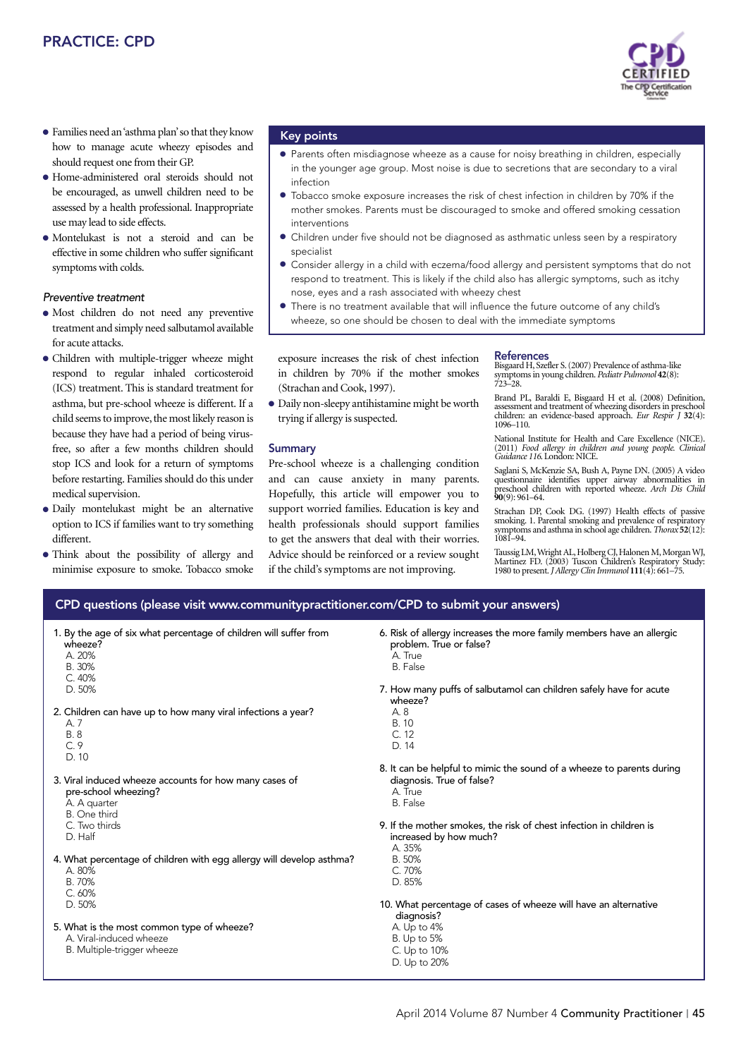- Families need an 'asthma plan' so that they know how to manage acute wheezy episodes and should request one from their GP.
- Home-administered oral steroids should not be encouraged, as unwell children need to be assessed by a health professional. Inappropriate use may lead to side effects.
- Montelukast is not a steroid and can be effective in some children who suffer significant symptoms with colds.

### *Preventive treatment*

- Most children do not need any preventive treatment and simply need salbutamol available for acute attacks.
- Children with multiple-trigger wheeze might respond to regular inhaled corticosteroid (ICS) treatment. This is standard treatment for asthma, but pre-school wheeze is different. If a child seems to improve, the most likely reason is because they have had a period of being virus-free, so after a few months children should stop ICS and look for a return of symptoms before restarting. Families should do this under medical supervision.
- Daily montelukast might be an alternative option to ICS if families want to try something different.
- Think about the possibility of allergy and minimise exposure to smoke. Tobacco smoke exposure increases the risk of chest infection in children by 70% if the mother smokes (Strachan and Cook, 1997).
- Daily non-sleepy antihistamine might be worth trying if allergy is suspected.

### Summary

Pre-school wheeze is a challenging condition and can cause anxiety in many parents. Hopefully, this article will empower you to support worried families. Education is key and health professionals should support families to get the answers that deal with their worries. Advice should be reinforced or a review sought if the child's symptoms are not improving.

### Key points

- Parents often misdiagnose wheeze as a cause for noisy breathing in children, especially in the younger age group. Most noise is due to secretions that are secondary to a viral infection
- Tobacco smoke exposure increases the risk of chest infection in children by 70% if the mother smokes. Parents must be discouraged to smoke and offered smoking cessation interventions
- Children under five should not be diagnosed as asthmatic unless seen by a respiratory specialist
- Consider allergy in a child with eczema/food allergy and persistent symptoms that do not respond to treatment. This is likely if the child also has allergic symptoms, such as itchy nose, eyes and a rash associated with wheezy chest
- There is no treatment available that will influence the future outcome of any child's wheeze, so one should be chosen to deal with the immediate symptoms

### References

Bisgaard H, Szefler S. (2007) Prevalence of asthma-like symptoms in young children. *Pediatr Pulmonol* **42**(8): 723–28.

Brand PL, Baraldi E, Bisgaard H et al. (2008) Definition, assessment and treatment of wheezing disorders in preschool children: an evidence-based approach. *Eur Respir J* **32**(4): 1096–110.

National Institute for Health and Care Excellence (NICE). (2011) *Food allergy in children and young people. Clinical Guidance 116.* London: NICE.

Saglani S, McKenzie SA, Bush A, Payne DN. (2005) A video questionnaire identifies upper airway abnormalities in preschool children with reported wheeze. *Arch Dis Child* **90**(9): 961–64.

Strachan DP, Cook DG. (1997) Health effects of passive smoking. 1. Parental smoking and prevalence of respiratory symptoms and asthma in school age children. *Thorax* **52**(12): 1081–94.

Taussig LM, Wright AL, Holberg CJ, Halonen M, Morgan WJ, Martinez FD. (2003) Tuscon Children's Respiratory Study: 1980 to present. *J Allergy Clin Immunol* **111**(4): 661–75.

## CPD questions (please visit www.communitypractitioner.com/CPD to submit your answers)

1. By the age of six what percentage of children will suffer from wheeze?
   A. 20%
   B. 30%
   C. 40%
   D. 50%

2. Children can have up to how many viral infections a year?
   A. 7
   B. 8
   C. 9
   D. 10

3. Viral induced wheeze accounts for how many cases of pre-school wheezing?
   A. A quarter
   B. One third
   C. Two thirds
   D. Half

4. What percentage of children with egg allergy will develop asthma?
   A. 80%
   B. 70%
   C. 60%
   D. 50%

5. What is the most common type of wheeze?
   A. Viral-induced wheeze
   B. Multiple-trigger wheeze

6. Risk of allergy increases the more family members have an allergic problem. True or false?
   A. True
   B. False

7. How many puffs of salbutamol can children safely have for acute wheeze?
   A. 8
   B. 10
   C. 12
   D. 14

8. It can be helpful to mimic the sound of a wheeze to parents during diagnosis. True of false?
   A. True
   B. False

9. If the mother smokes, the risk of chest infection in children is increased by how much?
   A. 35%
   B. 50%
   C. 70%
   D. 85%

10. What percentage of cases of wheeze will have an alternative diagnosis?
    A. Up to 4%
    B. Up to 5%
    C. Up to 10%
    D. Up to 20%